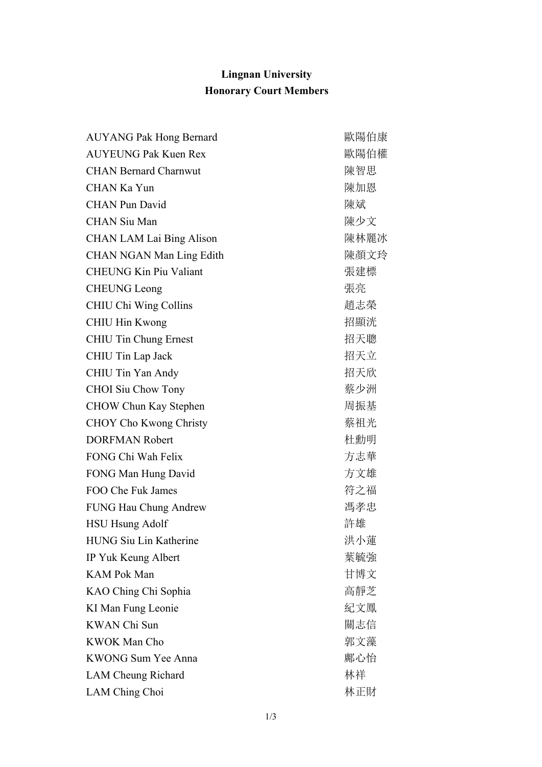**Lingnan University**
**Honorary Court Members**

| | |
|---|---|
| AUYANG Pak Hong Bernard | 歐陽伯康 |
| AUYEUNG Pak Kuen Rex | 歐陽伯權 |
| CHAN Bernard Charnwut | 陳智思 |
| CHAN Ka Yun | 陳加恩 |
| CHAN Pun David | 陳斌 |
| CHAN Siu Man | 陳少文 |
| CHAN LAM Lai Bing Alison | 陳林麗冰 |
| CHAN NGAN Man Ling Edith | 陳顏文玲 |
| CHEUNG Kin Piu Valiant | 張建標 |
| CHEUNG Leong | 張亮 |
| CHIU Chi Wing Collins | 趙志榮 |
| CHIU Hin Kwong | 招顯洸 |
| CHIU Tin Chung Ernest | 招天聰 |
| CHIU Tin Lap Jack | 招天立 |
| CHIU Tin Yan Andy | 招天欣 |
| CHOI Siu Chow Tony | 蔡少洲 |
| CHOW Chun Kay Stephen | 周振基 |
| CHOY Cho Kwong Christy | 蔡祖光 |
| DORFMAN Robert | 杜勳明 |
| FONG Chi Wah Felix | 方志華 |
| FONG Man Hung David | 方文雄 |
| FOO Che Fuk James | 符之福 |
| FUNG Hau Chung Andrew | 馮孝忠 |
| HSU Hsung Adolf | 許雄 |
| HUNG Siu Lin Katherine | 洪小蓮 |
| IP Yuk Keung Albert | 葉毓強 |
| KAM Pok Man | 甘博文 |
| KAO Ching Chi Sophia | 高靜芝 |
| KI Man Fung Leonie | 紀文鳳 |
| KWAN Chi Sun | 關志信 |
| KWOK Man Cho | 郭文藻 |
| KWONG Sum Yee Anna | 鄺心怡 |
| LAM Cheung Richard | 林祥 |
| LAM Ching Choi | 林正財 |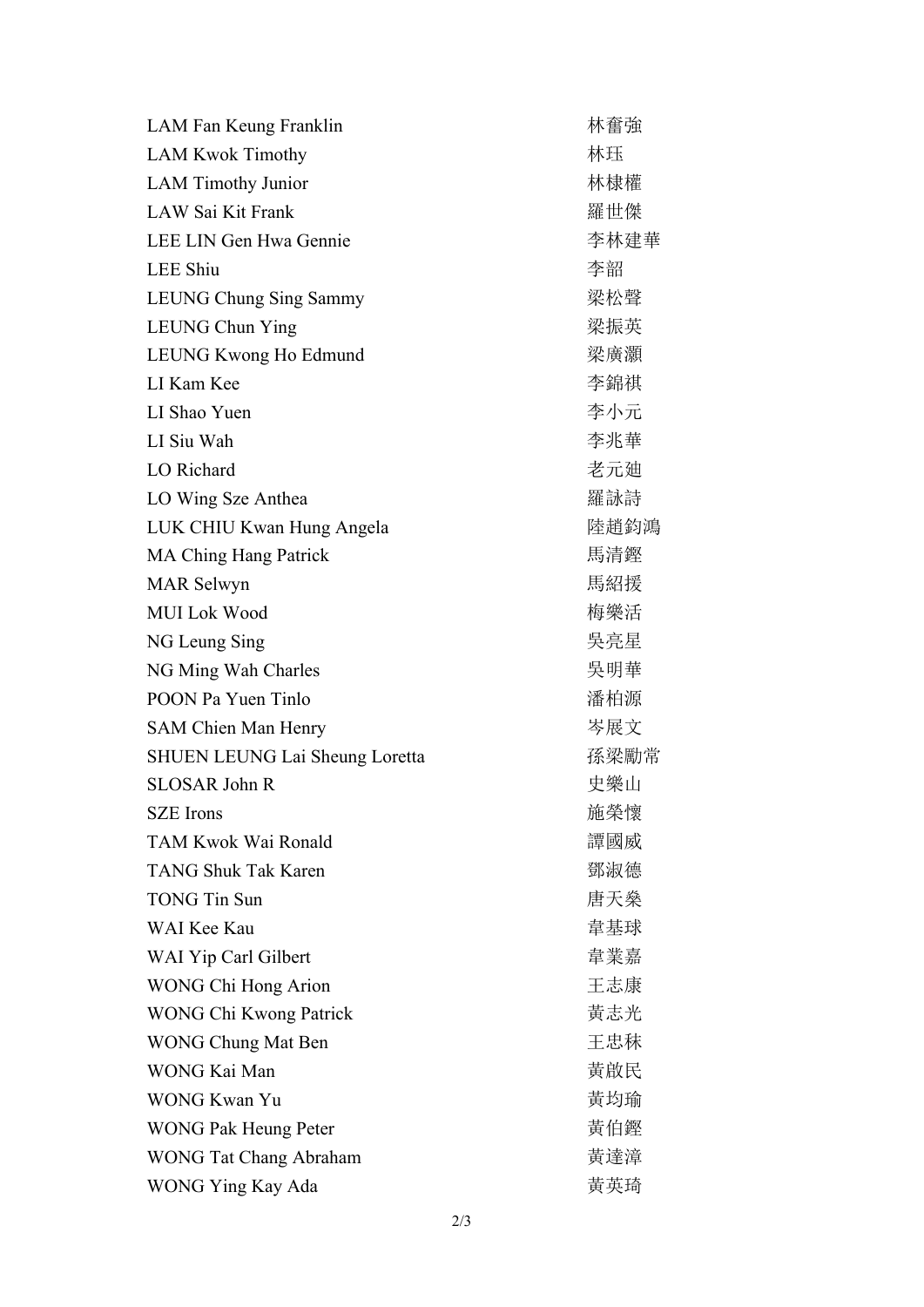| | |
|---|---|
| LAM Fan Keung Franklin | 林奮強 |
| LAM Kwok Timothy | 林珏 |
| LAM Timothy Junior | 林棣權 |
| LAW Sai Kit Frank | 羅世傑 |
| LEE LIN Gen Hwa Gennie | 李林建華 |
| LEE Shiu | 李韶 |
| LEUNG Chung Sing Sammy | 梁松聲 |
| LEUNG Chun Ying | 梁振英 |
| LEUNG Kwong Ho Edmund | 梁廣灝 |
| LI Kam Kee | 李錦祺 |
| LI Shao Yuen | 李小元 |
| LI Siu Wah | 李兆華 |
| LO Richard | 老元廸 |
| LO Wing Sze Anthea | 羅詠詩 |
| LUK CHIU Kwan Hung Angela | 陸趙鈞鴻 |
| MA Ching Hang Patrick | 馬清鏗 |
| MAR Selwyn | 馬紹援 |
| MUI Lok Wood | 梅樂活 |
| NG Leung Sing | 吳亮星 |
| NG Ming Wah Charles | 吳明華 |
| POON Pa Yuen Tinlo | 潘柏源 |
| SAM Chien Man Henry | 岑展文 |
| SHUEN LEUNG Lai Sheung Loretta | 孫梁勵常 |
| SLOSAR John R | 史樂山 |
| SZE Irons | 施榮懷 |
| TAM Kwok Wai Ronald | 譚國威 |
| TANG Shuk Tak Karen | 鄧淑德 |
| TONG Tin Sun | 唐天燊 |
| WAI Kee Kau | 韋基球 |
| WAI Yip Carl Gilbert | 韋業嘉 |
| WONG Chi Hong Arion | 王志康 |
| WONG Chi Kwong Patrick | 黃志光 |
| WONG Chung Mat Ben | 王忠秣 |
| WONG Kai Man | 黃啟民 |
| WONG Kwan Yu | 黃均瑜 |
| WONG Pak Heung Peter | 黃伯鏗 |
| WONG Tat Chang Abraham | 黃達漳 |
| WONG Ying Kay Ada | 黃英琦 |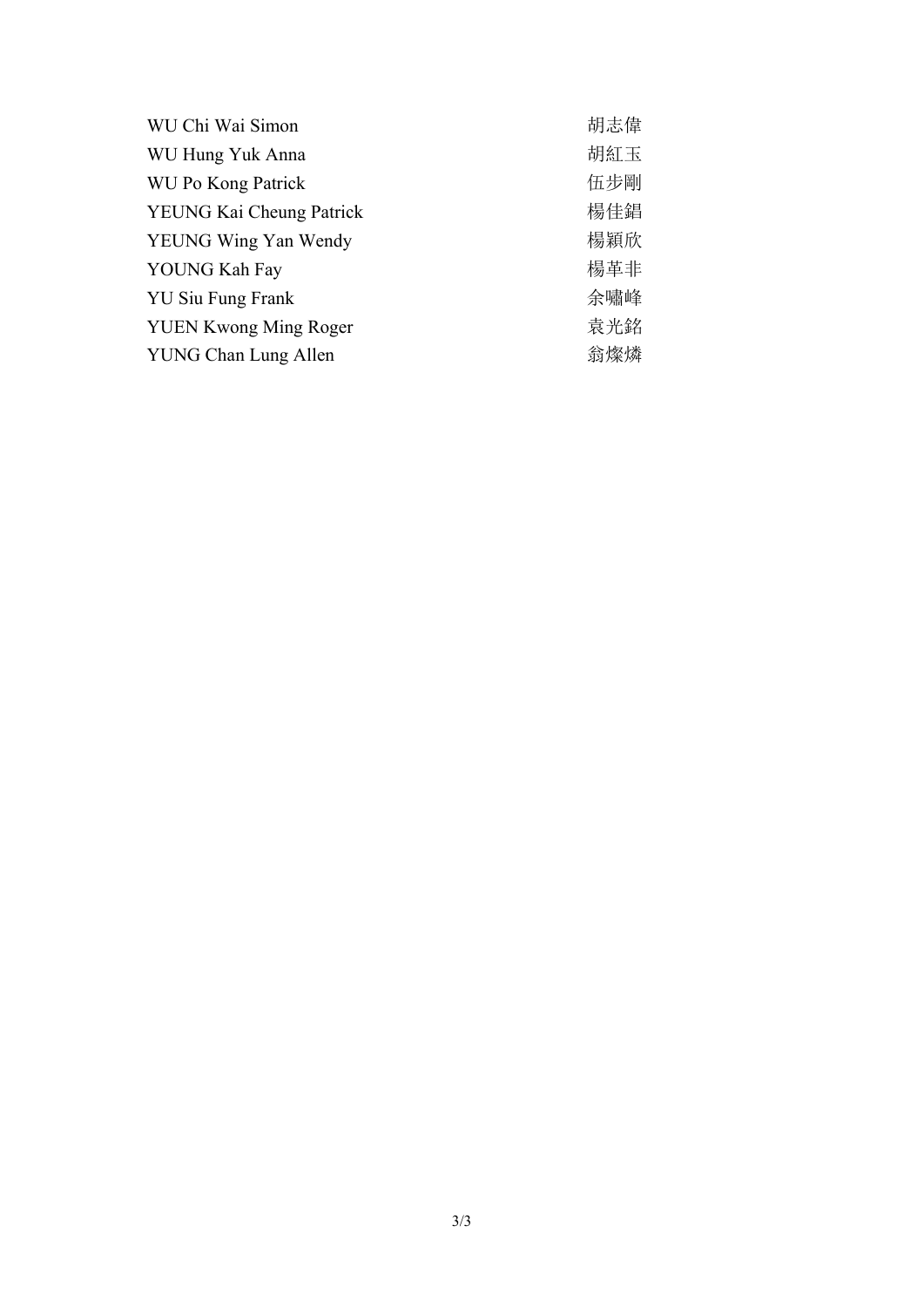| | |
|---|---|
| WU Chi Wai Simon | 胡志偉 |
| WU Hung Yuk Anna | 胡紅玉 |
| WU Po Kong Patrick | 伍步剛 |
| YEUNG Kai Cheung Patrick | 楊佳錩 |
| YEUNG Wing Yan Wendy | 楊穎欣 |
| YOUNG Kah Fay | 楊革非 |
| YU Siu Fung Frank | 余嘯峰 |
| YUEN Kwong Ming Roger | 袁光銘 |
| YUNG Chan Lung Allen | 翁燦燐 |